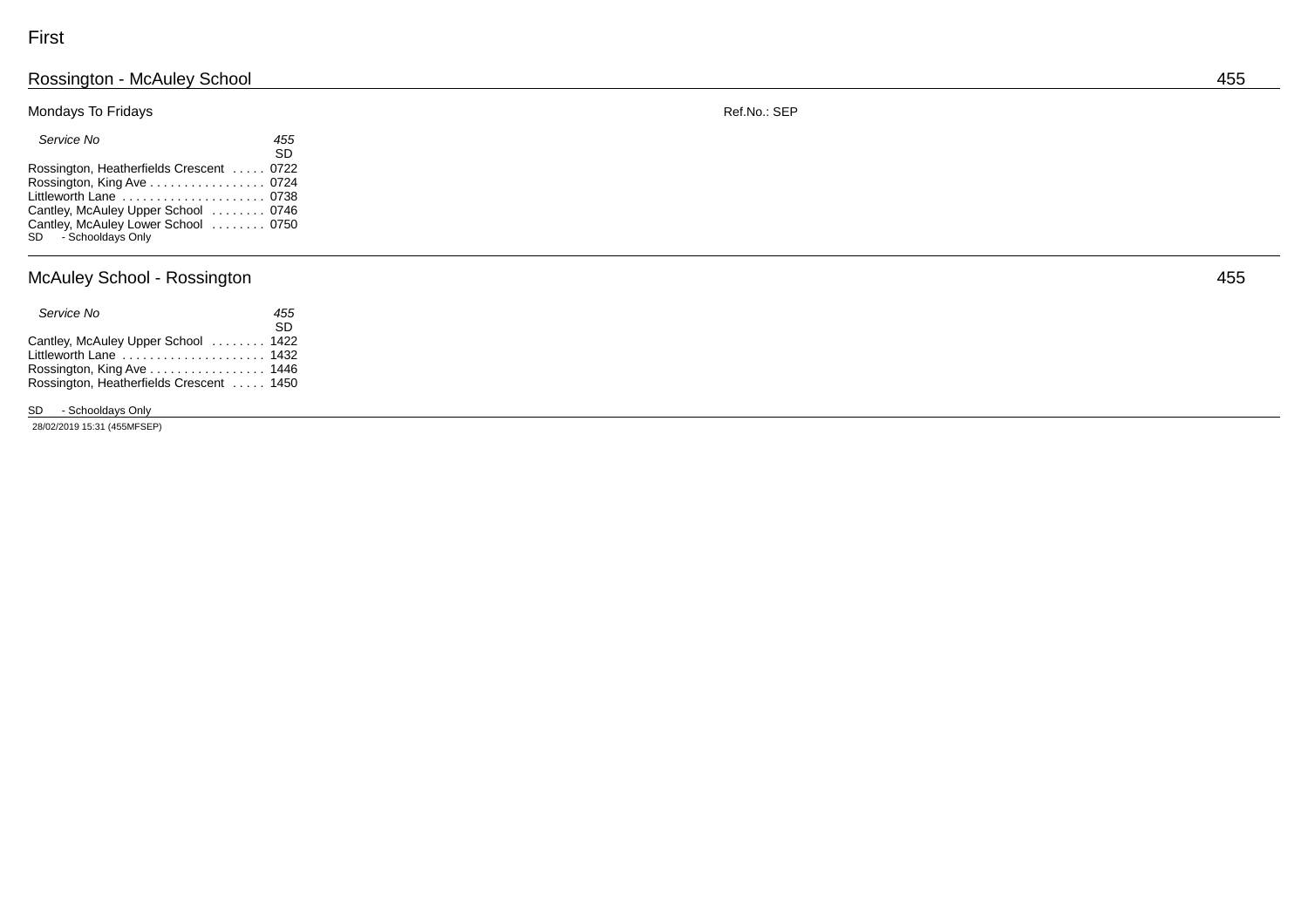First

## Rossington - McAuley School

455

Mondays To Fridays

Ref.No.: SEP

| Service No | 455 |
|---|---|
| | SD |
| Rossington, Heatherfields Crescent | 0722 |
| Rossington, King Ave | 0724 |
| Littleworth Lane | 0738 |
| Cantley, McAuley Upper School | 0746 |
| Cantley, McAuley Lower School | 0750 |

SD - Schooldays Only

## McAuley School - Rossington

455

| Service No | 455 |
|---|---|
| | SD |
| Cantley, McAuley Upper School | 1422 |
| Littleworth Lane | 1432 |
| Rossington, King Ave | 1446 |
| Rossington, Heatherfields Crescent | 1450 |

SD - Schooldays Only

28/02/2019 15:31 (455MFSEP)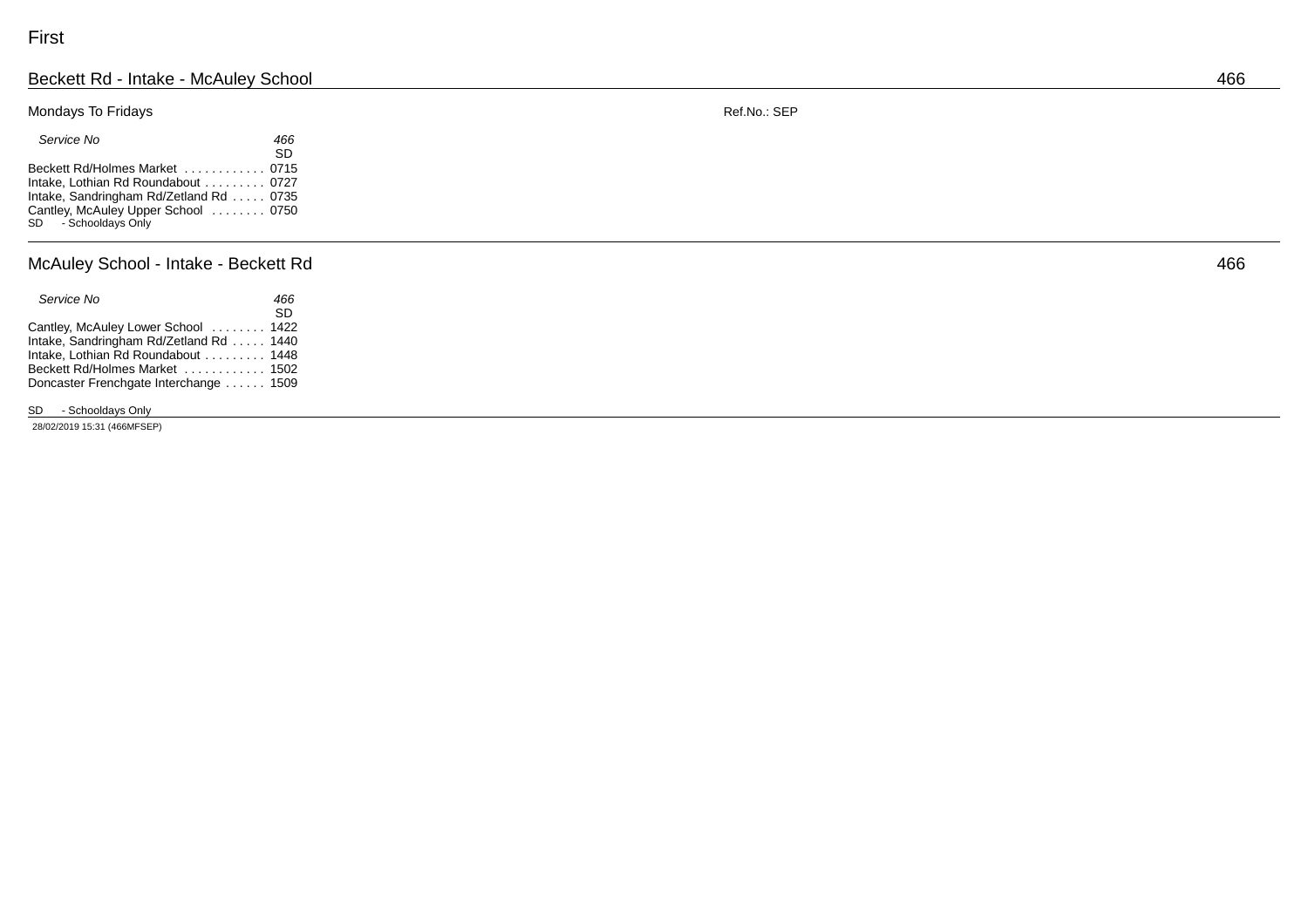First

## Beckett Rd - Intake - McAuley School 466

Mondays To Fridays

Ref.No.: SEP

| Service No | 466 |
|---|---|
| | SD |
| Beckett Rd/Holmes Market | 0715 |
| Intake, Lothian Rd Roundabout | 0727 |
| Intake, Sandringham Rd/Zetland Rd | 0735 |
| Cantley, McAuley Upper School | 0750 |

SD - Schooldays Only

## McAuley School - Intake - Beckett Rd 466

| Service No | 466 |
|---|---|
| | SD |
| Cantley, McAuley Lower School | 1422 |
| Intake, Sandringham Rd/Zetland Rd | 1440 |
| Intake, Lothian Rd Roundabout | 1448 |
| Beckett Rd/Holmes Market | 1502 |
| Doncaster Frenchgate Interchange | 1509 |

SD - Schooldays Only

28/02/2019 15:31 (466MFSEP)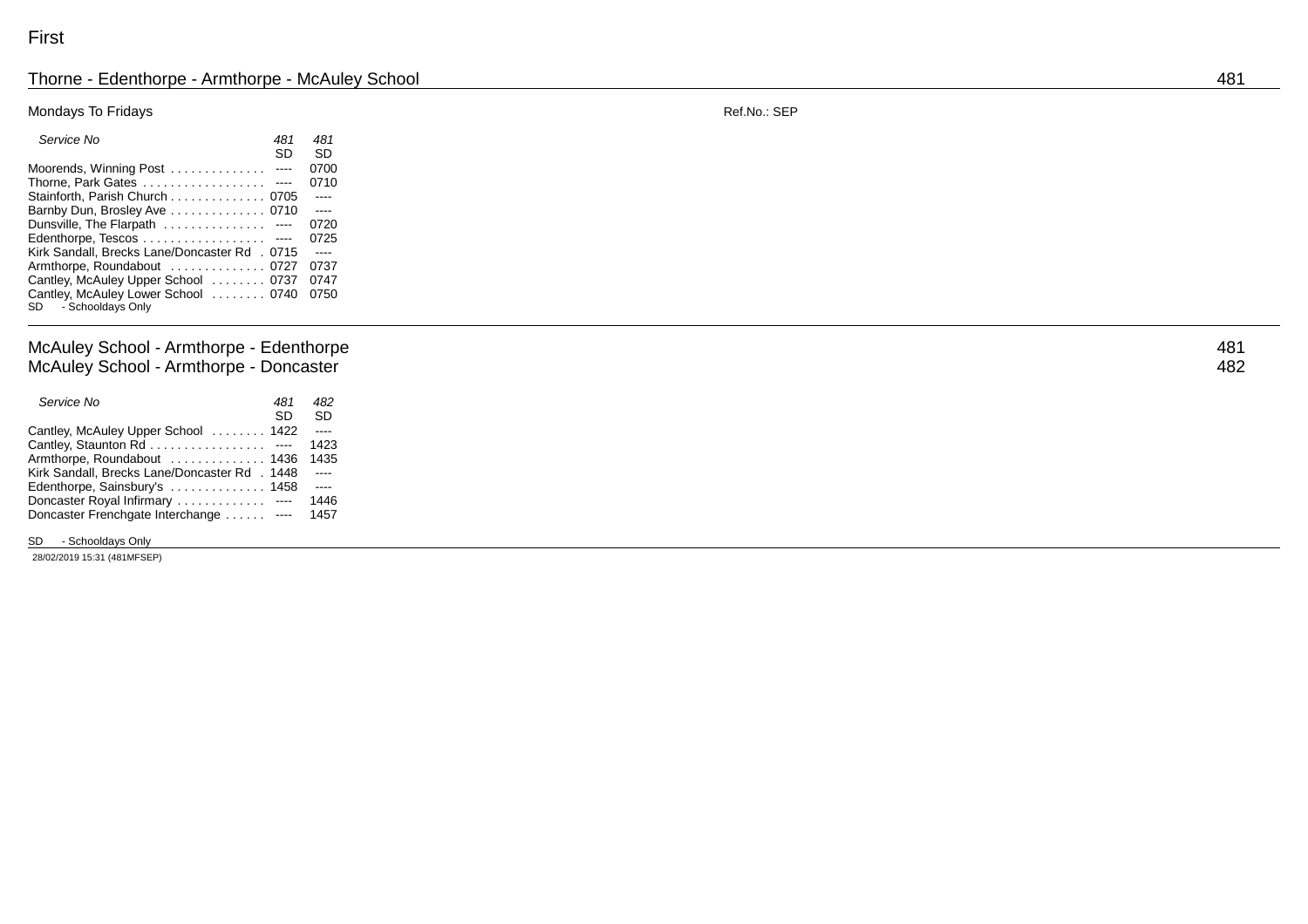First

## Thorne - Edenthorpe - Armthorpe - McAuley School 481

Mondays To Fridays Ref.No.: SEP

| Service No | 481 | 481 |
|---|---|---|
| | SD | SD |
| Moorends, Winning Post | ---- | 0700 |
| Thorne, Park Gates | ---- | 0710 |
| Stainforth, Parish Church | 0705 | ---- |
| Barnby Dun, Brosley Ave | 0710 | ---- |
| Dunsville, The Flarpath | ---- | 0720 |
| Edenthorpe, Tescos | ---- | 0725 |
| Kirk Sandall, Brecks Lane/Doncaster Rd | 0715 | ---- |
| Armthorpe, Roundabout | 0727 | 0737 |
| Cantley, McAuley Upper School | 0737 | 0747 |
| Cantley, McAuley Lower School | 0740 | 0750 |

SD - Schooldays Only

## McAuley School - Armthorpe - Edenthorpe 481
## McAuley School - Armthorpe - Doncaster 482

| Service No | 481 | 482 |
|---|---|---|
| | SD | SD |
| Cantley, McAuley Upper School | 1422 | ---- |
| Cantley, Staunton Rd | ---- | 1423 |
| Armthorpe, Roundabout | 1436 | 1435 |
| Kirk Sandall, Brecks Lane/Doncaster Rd | 1448 | ---- |
| Edenthorpe, Sainsbury's | 1458 | ---- |
| Doncaster Royal Infirmary | ---- | 1446 |
| Doncaster Frenchgate Interchange | ---- | 1457 |

SD - Schooldays Only

28/02/2019 15:31 (481MFSEP)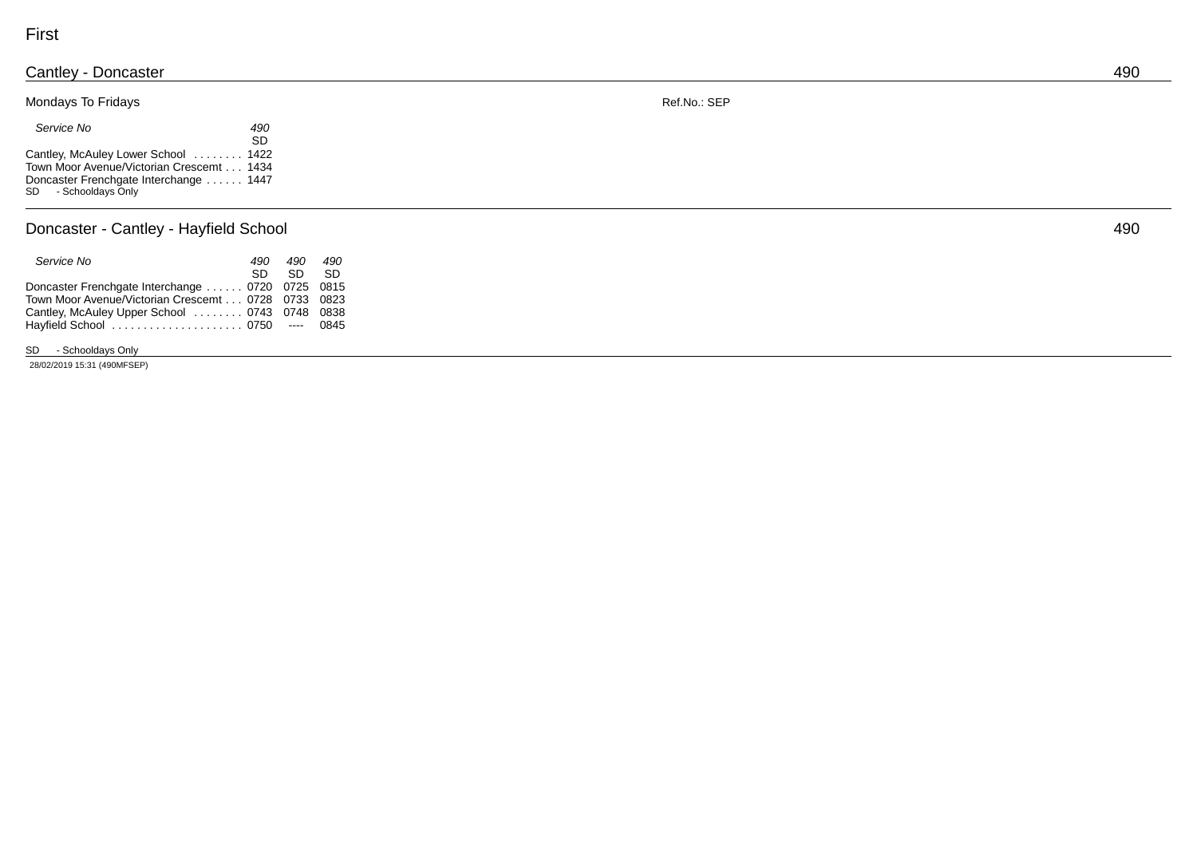First

## Cantley - Doncaster

490

Mondays To Fridays

Ref.No.: SEP

| Service No | 490 |
|---|---|
| | SD |
| Cantley, McAuley Lower School | 1422 |
| Town Moor Avenue/Victorian Crescemt | 1434 |
| Doncaster Frenchgate Interchange | 1447 |

SD - Schooldays Only

## Doncaster - Cantley - Hayfield School

490

| Service No | 490 | 490 | 490 |
|---|---|---|---|
| | SD | SD | SD |
| Doncaster Frenchgate Interchange | 0720 | 0725 | 0815 |
| Town Moor Avenue/Victorian Crescemt | 0728 | 0733 | 0823 |
| Cantley, McAuley Upper School | 0743 | 0748 | 0838 |
| Hayfield School | 0750 | ---- | 0845 |

SD - Schooldays Only

28/02/2019 15:31 (490MFSEP)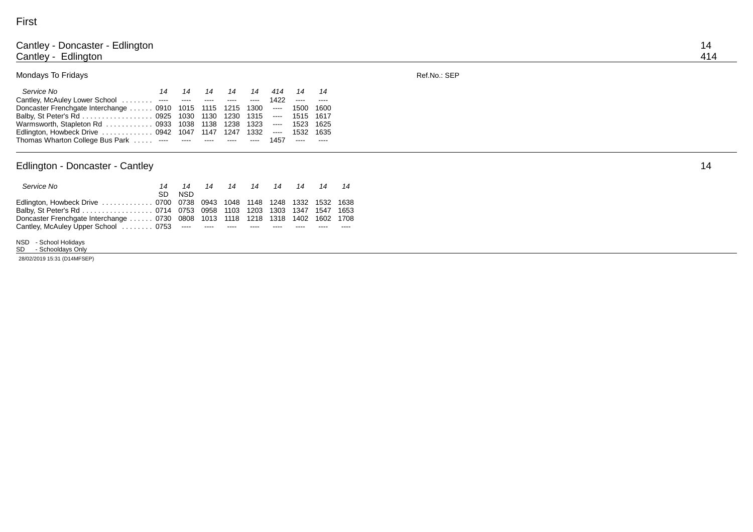First

## Cantley - Doncaster - Edlington — 14
## Cantley - Edlington — 414

Mondays To Fridays

Ref.No.: SEP

| Service No | 14 | 14 | 14 | 14 | 14 | 414 | 14 | 14 |
|---|---|---|---|---|---|---|---|---|
| Cantley, McAuley Lower School | ---- | ---- | ---- | ---- | ---- | 1422 | ---- | ---- |
| Doncaster Frenchgate Interchange | 0910 | 1015 | 1115 | 1215 | 1300 | ---- | 1500 | 1600 |
| Balby, St Peter's Rd | 0925 | 1030 | 1130 | 1230 | 1315 | ---- | 1515 | 1617 |
| Warmsworth, Stapleton Rd | 0933 | 1038 | 1138 | 1238 | 1323 | ---- | 1523 | 1625 |
| Edlington, Howbeck Drive | 0942 | 1047 | 1147 | 1247 | 1332 | ---- | 1532 | 1635 |
| Thomas Wharton College Bus Park | ---- | ---- | ---- | ---- | ---- | 1457 | ---- | ---- |

## Edlington - Doncaster - Cantley — 14

| Service No | 14 | 14 | 14 | 14 | 14 | 14 | 14 | 14 | 14 |
|---|---|---|---|---|---|---|---|---|---|
| | SD | NSD | | | | | | | |
| Edlington, Howbeck Drive | 0700 | 0738 | 0943 | 1048 | 1148 | 1248 | 1332 | 1532 | 1638 |
| Balby, St Peter's Rd | 0714 | 0753 | 0958 | 1103 | 1203 | 1303 | 1347 | 1547 | 1653 |
| Doncaster Frenchgate Interchange | 0730 | 0808 | 1013 | 1118 | 1218 | 1318 | 1402 | 1602 | 1708 |
| Cantley, McAuley Upper School | 0753 | ---- | ---- | ---- | ---- | ---- | ---- | ---- | ---- |

NSD - School Holidays
SD - Schooldays Only

28/02/2019 15:31 (D14MFSEP)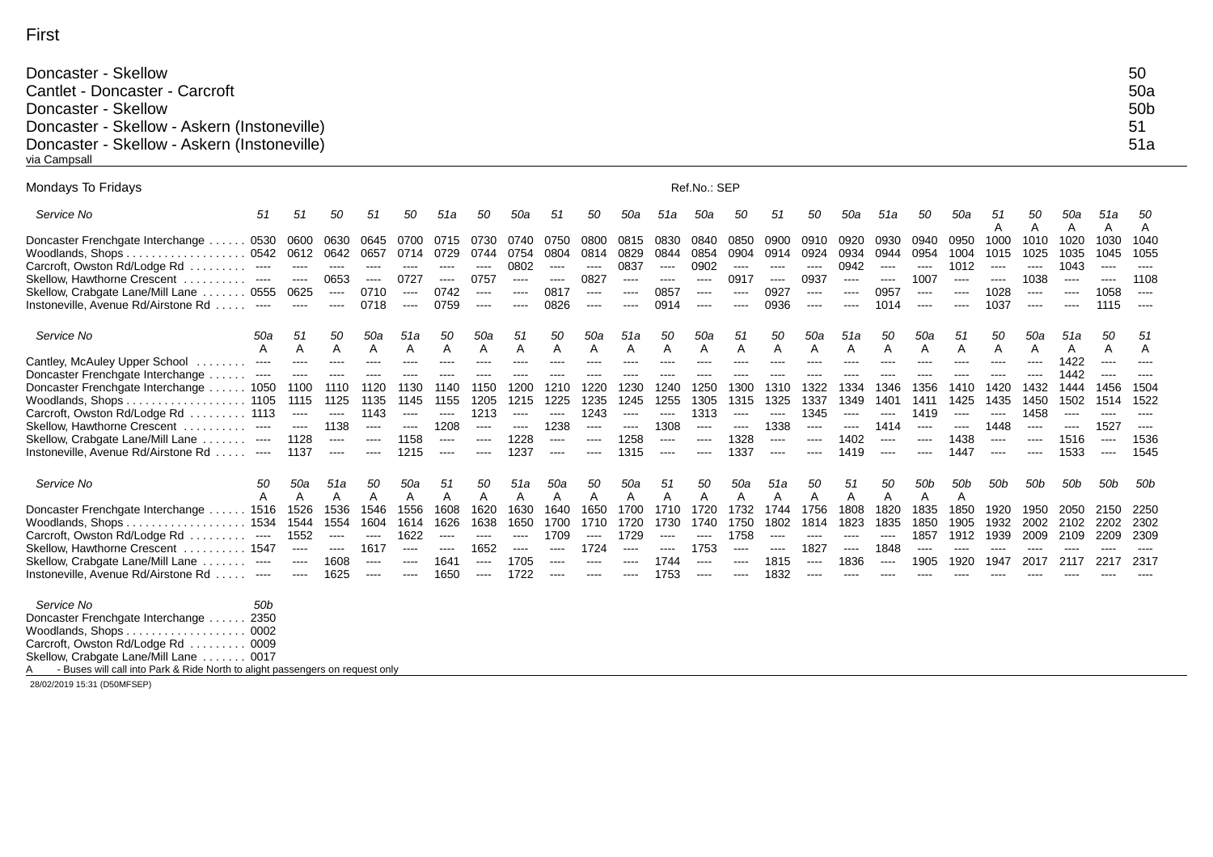First

| Route | Service |
|---|---|
| Doncaster - Skellow | 50 |
| Cantlet - Doncaster - Carcroft | 50a |
| Doncaster - Skellow | 50b |
| Doncaster - Skellow - Askern (Instoneville) | 51 |
| Doncaster - Skellow - Askern (Instoneville) via Campsall | 51a |

Mondays To Fridays

Ref.No.: SEP

| Service No | 51 | 51 | 50 | 51 | 50 | 51a | 50 | 50a | 51 | 50 | 50a | 51a | 50a | 50 | 51 | 50 | 50a | 51a | 50 | 50a | 51 | 50 | 50a | 51a | 50 |
|---|---|---|---|---|---|---|---|---|---|---|---|---|---|---|---|---|---|---|---|---|---|---|---|---|---|
| | | | | | | | | | | | | | | | | | | | | | A | A | A | A | A |
| Doncaster Frenchgate Interchange | 0530 | 0600 | 0630 | 0645 | 0700 | 0715 | 0730 | 0740 | 0750 | 0800 | 0815 | 0830 | 0840 | 0850 | 0900 | 0910 | 0920 | 0930 | 0940 | 0950 | 1000 | 1010 | 1020 | 1030 | 1040 |
| Woodlands, Shops | 0542 | 0612 | 0642 | 0657 | 0714 | 0729 | 0744 | 0754 | 0804 | 0814 | 0829 | 0844 | 0854 | 0904 | 0914 | 0924 | 0934 | 0944 | 0954 | 1004 | 1015 | 1025 | 1035 | 1045 | 1055 |
| Carcroft, Owston Rd/Lodge Rd | ---- | ---- | ---- | ---- | ---- | ---- | ---- | 0802 | ---- | ---- | 0837 | ---- | 0902 | ---- | ---- | ---- | 0942 | ---- | ---- | 1012 | ---- | ---- | 1043 | ---- | ---- |
| Skellow, Hawthorne Crescent | ---- | ---- | 0653 | ---- | 0727 | ---- | 0757 | ---- | ---- | 0827 | ---- | ---- | ---- | 0917 | ---- | 0937 | ---- | ---- | 1007 | ---- | ---- | 1038 | ---- | ---- | 1108 |
| Skellow, Crabgate Lane/Mill Lane | 0555 | 0625 | ---- | 0710 | ---- | 0742 | ---- | ---- | 0817 | ---- | ---- | 0857 | ---- | ---- | 0927 | ---- | ---- | 0957 | ---- | ---- | 1028 | ---- | ---- | 1058 | ---- |
| Instoneville, Avenue Rd/Airstone Rd | ---- | ---- | ---- | 0718 | ---- | 0759 | ---- | ---- | 0826 | ---- | ---- | 0914 | ---- | ---- | 0936 | ---- | ---- | 1014 | ---- | ---- | 1037 | ---- | ---- | 1115 | ---- |

| Service No | 50a | 51 | 50 | 50a | 51a | 50 | 50a | 51 | 50 | 50a | 51a | 50 | 50a | 51 | 50 | 50a | 51a | 50 | 50a | 51 | 50 | 50a | 51a | 50 | 51 |
|---|---|---|---|---|---|---|---|---|---|---|---|---|---|---|---|---|---|---|---|---|---|---|---|---|---|
| | A | A | A | A | A | A | A | A | A | A | A | A | A | A | A | A | A | A | A | A | A | A | A | A | A |
| Cantley, McAuley Upper School | ---- | ---- | ---- | ---- | ---- | ---- | ---- | ---- | ---- | ---- | ---- | ---- | ---- | ---- | ---- | ---- | ---- | ---- | ---- | ---- | ---- | ---- | 1422 | ---- | ---- |
| Doncaster Frenchgate Interchange | ---- | ---- | ---- | ---- | ---- | ---- | ---- | ---- | ---- | ---- | ---- | ---- | ---- | ---- | ---- | ---- | ---- | ---- | ---- | ---- | ---- | ---- | 1442 | ---- | ---- |
| Doncaster Frenchgate Interchange | 1050 | 1100 | 1110 | 1120 | 1130 | 1140 | 1150 | 1200 | 1210 | 1220 | 1230 | 1240 | 1250 | 1300 | 1310 | 1322 | 1334 | 1346 | 1356 | 1410 | 1420 | 1432 | 1444 | 1456 | 1504 |
| Woodlands, Shops | 1105 | 1115 | 1125 | 1135 | 1145 | 1155 | 1205 | 1215 | 1225 | 1235 | 1245 | 1255 | 1305 | 1315 | 1325 | 1337 | 1349 | 1401 | 1411 | 1425 | 1435 | 1450 | 1502 | 1514 | 1522 |
| Carcroft, Owston Rd/Lodge Rd | 1113 | ---- | ---- | 1143 | ---- | ---- | 1213 | ---- | ---- | 1243 | ---- | ---- | 1313 | ---- | ---- | 1345 | ---- | ---- | 1419 | ---- | ---- | 1458 | ---- | ---- | ---- |
| Skellow, Hawthorne Crescent | ---- | ---- | 1138 | ---- | ---- | 1208 | ---- | ---- | 1238 | ---- | ---- | 1308 | ---- | ---- | 1338 | ---- | ---- | 1414 | ---- | ---- | 1448 | ---- | ---- | 1527 | ---- |
| Skellow, Crabgate Lane/Mill Lane | ---- | 1128 | ---- | ---- | 1158 | ---- | ---- | 1228 | ---- | ---- | 1258 | ---- | ---- | 1328 | ---- | ---- | 1402 | ---- | ---- | 1438 | ---- | ---- | 1516 | ---- | 1536 |
| Instoneville, Avenue Rd/Airstone Rd | ---- | 1137 | ---- | ---- | 1215 | ---- | ---- | 1237 | ---- | ---- | 1315 | ---- | ---- | 1337 | ---- | ---- | 1419 | ---- | ---- | 1447 | ---- | ---- | 1533 | ---- | 1545 |

| Service No | 50 | 50a | 51a | 50 | 50a | 51 | 50 | 51a | 50a | 50 | 50a | 51 | 50 | 50a | 51a | 50 | 51 | 50 | 50b | 50b | 50b | 50b | 50b | 50b | 50b |
|---|---|---|---|---|---|---|---|---|---|---|---|---|---|---|---|---|---|---|---|---|---|---|---|---|---|
| | A | A | A | A | A | A | A | A | A | A | A | A | A | A | A | A | A | A | A | A | | | | | |
| Doncaster Frenchgate Interchange | 1516 | 1526 | 1536 | 1546 | 1556 | 1608 | 1620 | 1630 | 1640 | 1650 | 1700 | 1710 | 1720 | 1732 | 1744 | 1756 | 1808 | 1820 | 1835 | 1850 | 1920 | 1950 | 2050 | 2150 | 2250 |
| Woodlands, Shops | 1534 | 1544 | 1554 | 1604 | 1614 | 1626 | 1638 | 1650 | 1700 | 1710 | 1720 | 1730 | 1740 | 1750 | 1802 | 1814 | 1823 | 1835 | 1850 | 1905 | 1932 | 2002 | 2102 | 2202 | 2302 |
| Carcroft, Owston Rd/Lodge Rd | ---- | 1552 | ---- | ---- | 1622 | ---- | ---- | ---- | 1709 | ---- | 1729 | ---- | ---- | 1758 | ---- | ---- | ---- | ---- | 1857 | 1912 | 1939 | 2009 | 2109 | 2209 | 2309 |
| Skellow, Hawthorne Crescent | 1547 | ---- | ---- | 1617 | ---- | ---- | 1652 | ---- | ---- | 1724 | ---- | ---- | 1753 | ---- | ---- | 1827 | ---- | 1848 | ---- | ---- | ---- | ---- | ---- | ---- | ---- |
| Skellow, Crabgate Lane/Mill Lane | ---- | ---- | 1608 | ---- | ---- | 1641 | ---- | 1705 | ---- | ---- | ---- | 1744 | ---- | ---- | 1815 | ---- | 1836 | ---- | 1905 | 1920 | 1947 | 2017 | 2117 | 2217 | 2317 |
| Instoneville, Avenue Rd/Airstone Rd | ---- | ---- | 1625 | ---- | ---- | 1650 | ---- | 1722 | ---- | ---- | ---- | 1753 | ---- | ---- | 1832 | ---- | ---- | ---- | ---- | ---- | ---- | ---- | ---- | ---- | ---- |

| Service No | 50b |
|---|---|
| Doncaster Frenchgate Interchange | 2350 |
| Woodlands, Shops | 0002 |
| Carcroft, Owston Rd/Lodge Rd | 0009 |
| Skellow, Crabgate Lane/Mill Lane | 0017 |

A - Buses will call into Park & Ride North to alight passengers on request only

28/02/2019 15:31 (D50MFSEP)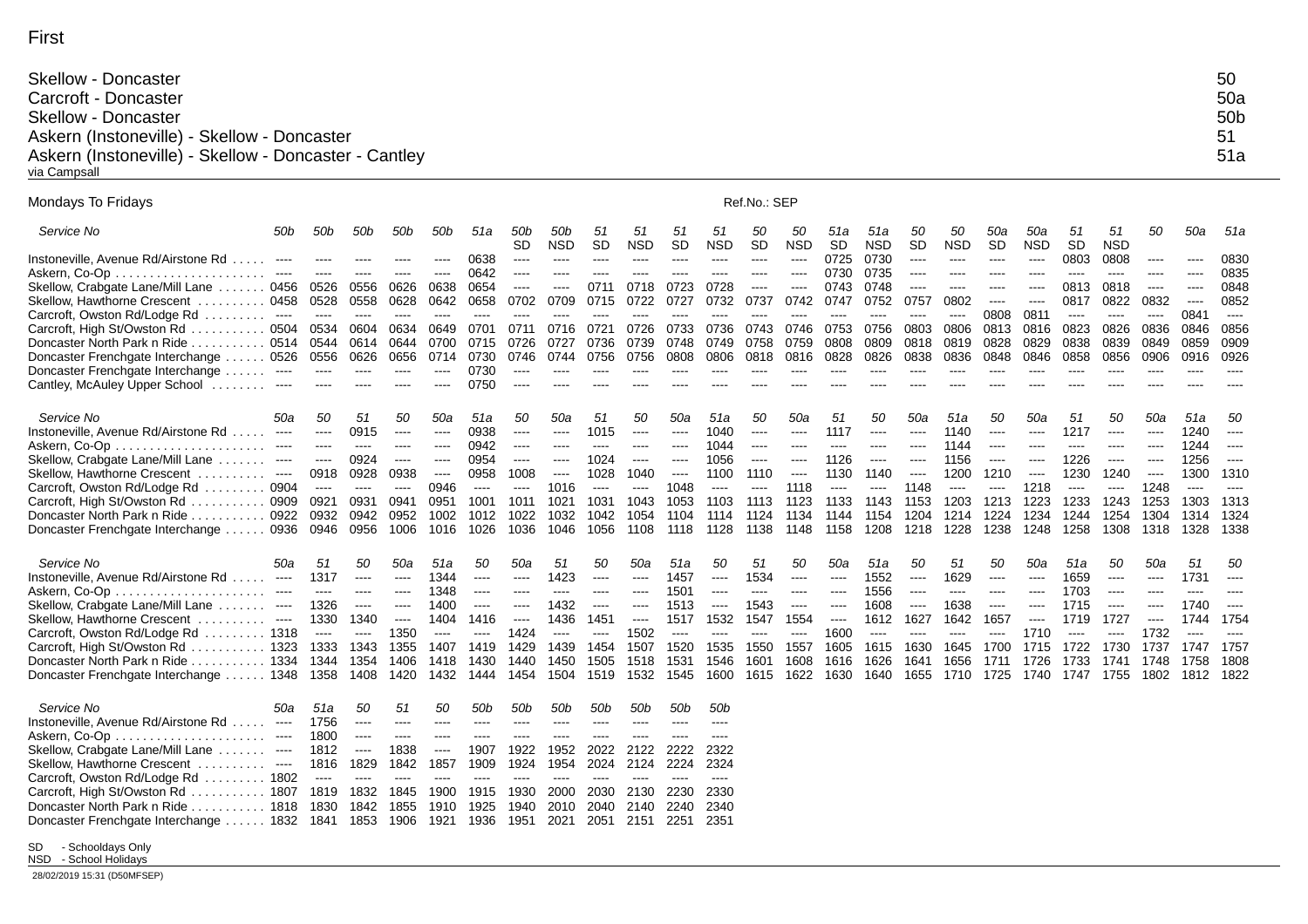First

| Skellow - Doncaster | 50 |
|---|---|
| Carcroft - Doncaster | 50a |
| Skellow - Doncaster | 50b |
| Askern (Instoneville) - Skellow - Doncaster | 51 |
| Askern (Instoneville) - Skellow - Doncaster - Cantley | 51a |

via Campsall

Mondays To Fridays  Ref.No.: SEP

| Service No | 50b | 50b | 50b | 50b | 50b | 51a | 50b SD | 50b NSD | 51 SD | 51 NSD | 51 SD | 51 NSD | 50 SD | 50 NSD | 51a SD | 51a NSD | 50 SD | 50 NSD | 50a SD | 50a NSD | 51 SD | 51 NSD | 50 | 50a | 51a |
|---|---|---|---|---|---|---|---|---|---|---|---|---|---|---|---|---|---|---|---|---|---|---|---|---|---|
| Instoneville, Avenue Rd/Airstone Rd | ---- | ---- | ---- | ---- | ---- | 0638 | ---- | ---- | ---- | ---- | ---- | ---- | ---- | ---- | 0725 | 0730 | ---- | ---- | ---- | ---- | 0803 | 0808 | ---- | ---- | 0830 |
| Askern, Co-Op | ---- | ---- | ---- | ---- | ---- | 0642 | ---- | ---- | ---- | ---- | ---- | ---- | ---- | ---- | 0730 | 0735 | ---- | ---- | ---- | ---- | ---- | ---- | ---- | ---- | 0835 |
| Skellow, Crabgate Lane/Mill Lane | 0456 | 0526 | 0556 | 0626 | 0638 | 0654 | ---- | ---- | 0711 | 0718 | 0723 | 0728 | ---- | ---- | 0743 | 0748 | ---- | ---- | ---- | ---- | 0813 | 0818 | ---- | ---- | 0848 |
| Skellow, Hawthorne Crescent | 0458 | 0528 | 0558 | 0628 | 0642 | 0658 | 0702 | 0709 | 0715 | 0722 | 0727 | 0732 | 0737 | 0742 | 0747 | 0752 | 0757 | 0802 | ---- | ---- | 0817 | 0822 | 0832 | ---- | 0852 |
| Carcroft, Owston Rd/Lodge Rd | ---- | ---- | ---- | ---- | ---- | ---- | ---- | ---- | ---- | ---- | ---- | ---- | ---- | ---- | ---- | ---- | ---- | ---- | 0808 | 0811 | ---- | ---- | ---- | 0841 | ---- |
| Carcroft, High St/Owston Rd | 0504 | 0534 | 0604 | 0634 | 0649 | 0701 | 0711 | 0716 | 0721 | 0726 | 0733 | 0736 | 0743 | 0746 | 0753 | 0756 | 0803 | 0806 | 0813 | 0816 | 0823 | 0826 | 0836 | 0846 | 0856 |
| Doncaster North Park n Ride | 0514 | 0544 | 0614 | 0644 | 0700 | 0715 | 0726 | 0727 | 0736 | 0739 | 0748 | 0749 | 0758 | 0759 | 0808 | 0809 | 0818 | 0819 | 0828 | 0829 | 0838 | 0839 | 0849 | 0859 | 0909 |
| Doncaster Frenchgate Interchange | 0526 | 0556 | 0626 | 0656 | 0714 | 0730 | 0746 | 0744 | 0756 | 0756 | 0808 | 0806 | 0818 | 0816 | 0828 | 0826 | 0838 | 0836 | 0848 | 0846 | 0858 | 0856 | 0906 | 0916 | 0926 |
| Doncaster Frenchgate Interchange | ---- | ---- | ---- | ---- | ---- | 0730 | ---- | ---- | ---- | ---- | ---- | ---- | ---- | ---- | ---- | ---- | ---- | ---- | ---- | ---- | ---- | ---- | ---- | ---- | ---- |
| Cantley, McAuley Upper School | ---- | ---- | ---- | ---- | ---- | 0750 | ---- | ---- | ---- | ---- | ---- | ---- | ---- | ---- | ---- | ---- | ---- | ---- | ---- | ---- | ---- | ---- | ---- | ---- | ---- |

| Service No | 50a | 50 | 51 | 50 | 50a | 51a | 50 | 50a | 51 | 50 | 50a | 51a | 50 | 50a | 51 | 50 | 50a | 51a | 50 | 50a | 51 | 50 | 50a | 51a | 50 |
|---|---|---|---|---|---|---|---|---|---|---|---|---|---|---|---|---|---|---|---|---|---|---|---|---|---|
| Instoneville, Avenue Rd/Airstone Rd | ---- | ---- | 0915 | ---- | ---- | 0938 | ---- | ---- | 1015 | ---- | ---- | 1040 | ---- | ---- | 1117 | ---- | ---- | 1140 | ---- | ---- | 1217 | ---- | ---- | 1240 | ---- |
| Askern, Co-Op | ---- | ---- | ---- | ---- | ---- | 0942 | ---- | ---- | ---- | ---- | ---- | 1044 | ---- | ---- | ---- | ---- | ---- | 1144 | ---- | ---- | ---- | ---- | ---- | 1244 | ---- |
| Skellow, Crabgate Lane/Mill Lane | ---- | ---- | 0924 | ---- | ---- | 0954 | ---- | ---- | 1024 | ---- | ---- | 1056 | ---- | ---- | 1126 | ---- | ---- | 1156 | ---- | ---- | 1226 | ---- | ---- | 1256 | ---- |
| Skellow, Hawthorne Crescent | ---- | 0918 | 0928 | 0938 | ---- | 0958 | 1008 | ---- | 1028 | 1040 | ---- | 1100 | 1110 | ---- | 1130 | 1140 | ---- | 1200 | 1210 | ---- | 1230 | 1240 | ---- | 1300 | 1310 |
| Carcroft, Owston Rd/Lodge Rd | 0904 | ---- | ---- | ---- | 0946 | ---- | ---- | 1016 | ---- | ---- | 1048 | ---- | ---- | 1118 | ---- | ---- | 1148 | ---- | ---- | 1218 | ---- | ---- | 1248 | ---- | ---- |
| Carcroft, High St/Owston Rd | 0909 | 0921 | 0931 | 0941 | 0951 | 1001 | 1011 | 1021 | 1031 | 1043 | 1053 | 1103 | 1113 | 1123 | 1133 | 1143 | 1153 | 1203 | 1213 | 1223 | 1233 | 1243 | 1253 | 1303 | 1313 |
| Doncaster North Park n Ride | 0922 | 0932 | 0942 | 0952 | 1002 | 1012 | 1022 | 1032 | 1042 | 1054 | 1104 | 1114 | 1124 | 1134 | 1144 | 1154 | 1204 | 1214 | 1224 | 1234 | 1244 | 1254 | 1304 | 1314 | 1324 |
| Doncaster Frenchgate Interchange | 0936 | 0946 | 0956 | 1006 | 1016 | 1026 | 1036 | 1046 | 1056 | 1108 | 1118 | 1128 | 1138 | 1148 | 1158 | 1208 | 1218 | 1228 | 1238 | 1248 | 1258 | 1308 | 1318 | 1328 | 1338 |

| Service No | 50a | 51 | 50 | 50a | 51a | 50 | 50a | 51 | 50 | 50a | 51a | 50 | 51 | 50 | 50a | 51a | 50 | 51 | 50 | 50a | 51a | 50 | 50a | 51 | 50 |
|---|---|---|---|---|---|---|---|---|---|---|---|---|---|---|---|---|---|---|---|---|---|---|---|---|---|
| Instoneville, Avenue Rd/Airstone Rd | ---- | 1317 | ---- | ---- | 1344 | ---- | ---- | 1423 | ---- | ---- | 1457 | ---- | 1534 | ---- | ---- | 1552 | ---- | 1629 | ---- | ---- | 1659 | ---- | ---- | 1731 | ---- |
| Askern, Co-Op | ---- | ---- | ---- | ---- | 1348 | ---- | ---- | ---- | ---- | ---- | 1501 | ---- | ---- | ---- | ---- | 1556 | ---- | ---- | ---- | ---- | 1703 | ---- | ---- | ---- | ---- |
| Skellow, Crabgate Lane/Mill Lane | ---- | 1326 | ---- | ---- | 1400 | ---- | ---- | 1432 | ---- | ---- | 1513 | ---- | 1543 | ---- | ---- | 1608 | ---- | 1638 | ---- | ---- | 1715 | ---- | ---- | 1740 | ---- |
| Skellow, Hawthorne Crescent | ---- | 1330 | 1340 | ---- | 1404 | 1416 | ---- | 1436 | 1451 | ---- | 1517 | 1532 | 1547 | 1554 | ---- | 1612 | 1627 | 1642 | 1657 | ---- | 1719 | 1727 | ---- | 1744 | 1754 |
| Carcroft, Owston Rd/Lodge Rd | 1318 | ---- | ---- | 1350 | ---- | ---- | 1424 | ---- | ---- | 1502 | ---- | ---- | ---- | ---- | 1600 | ---- | ---- | ---- | ---- | 1710 | ---- | ---- | 1732 | ---- | ---- |
| Carcroft, High St/Owston Rd | 1323 | 1333 | 1343 | 1355 | 1407 | 1419 | 1429 | 1439 | 1454 | 1507 | 1520 | 1535 | 1550 | 1557 | 1605 | 1615 | 1630 | 1645 | 1700 | 1715 | 1722 | 1730 | 1737 | 1747 | 1757 |
| Doncaster North Park n Ride | 1334 | 1344 | 1354 | 1406 | 1418 | 1430 | 1440 | 1450 | 1505 | 1518 | 1531 | 1546 | 1601 | 1608 | 1616 | 1626 | 1641 | 1656 | 1711 | 1726 | 1733 | 1741 | 1748 | 1758 | 1808 |
| Doncaster Frenchgate Interchange | 1348 | 1358 | 1408 | 1420 | 1432 | 1444 | 1454 | 1504 | 1519 | 1532 | 1545 | 1600 | 1615 | 1622 | 1630 | 1640 | 1655 | 1710 | 1725 | 1740 | 1747 | 1755 | 1802 | 1812 | 1822 |

| Service No | 50a | 51a | 50 | 51 | 50 | 50b | 50b | 50b | 50b | 50b | 50b | 50b |
|---|---|---|---|---|---|---|---|---|---|---|---|---|
| Instoneville, Avenue Rd/Airstone Rd | ---- | 1756 | ---- | ---- | ---- | ---- | ---- | ---- | ---- | ---- | ---- | ---- |
| Askern, Co-Op | ---- | 1800 | ---- | ---- | ---- | ---- | ---- | ---- | ---- | ---- | ---- | ---- |
| Skellow, Crabgate Lane/Mill Lane | ---- | 1812 | ---- | 1838 | ---- | 1907 | 1922 | 1952 | 2022 | 2122 | 2222 | 2322 |
| Skellow, Hawthorne Crescent | ---- | 1816 | 1829 | 1842 | 1857 | 1909 | 1924 | 1954 | 2024 | 2124 | 2224 | 2324 |
| Carcroft, Owston Rd/Lodge Rd | 1802 | ---- | ---- | ---- | ---- | ---- | ---- | ---- | ---- | ---- | ---- | ---- |
| Carcroft, High St/Owston Rd | 1807 | 1819 | 1832 | 1845 | 1900 | 1915 | 1930 | 2000 | 2030 | 2130 | 2230 | 2330 |
| Doncaster North Park n Ride | 1818 | 1830 | 1842 | 1855 | 1910 | 1925 | 1940 | 2010 | 2040 | 2140 | 2240 | 2340 |
| Doncaster Frenchgate Interchange | 1832 | 1841 | 1853 | 1906 | 1921 | 1936 | 1951 | 2021 | 2051 | 2151 | 2251 | 2351 |

SD - Schooldays Only
NSD - School Holidays

28/02/2019 15:31 (D50MFSEP)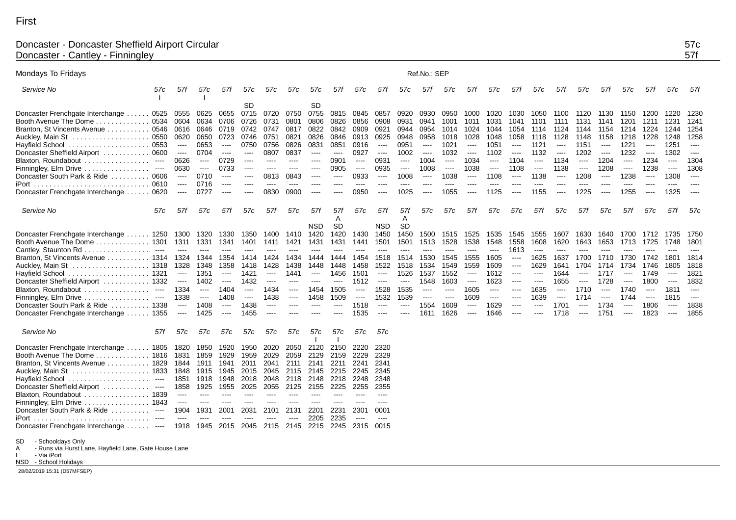First

# Doncaster - Doncaster Sheffield Airport Circular — 57c
# Doncaster - Cantley - Finningley — 57f

Mondays To Fridays

Ref.No.: SEP

| Service No | 57c | 57f | 57c | 57f | 57c | 57c | 57c | 57c | 57f | 57c | 57f | 57c | 57f | 57c | 57f | 57c | 57f | 57c | 57f | 57c | 57f | 57c | 57f | 57c | 57f |
|---|---|---|---|---|---|---|---|---|---|---|---|---|---|---|---|---|---|---|---|---|---|---|---|---|---|
| | I | | I | | SD | | | SD | | | | | | | | | | | | | | | | | |
| Doncaster Frenchgate Interchange | 0525 | 0555 | 0625 | 0655 | 0715 | 0720 | 0750 | 0755 | 0815 | 0845 | 0857 | 0920 | 0930 | 0950 | 1000 | 1020 | 1030 | 1050 | 1100 | 1120 | 1130 | 1150 | 1200 | 1220 | 1230 |
| Booth Avenue The Dome | 0534 | 0604 | 0634 | 0706 | 0726 | 0731 | 0801 | 0806 | 0826 | 0856 | 0908 | 0931 | 0941 | 1001 | 1011 | 1031 | 1041 | 1101 | 1111 | 1131 | 1141 | 1201 | 1211 | 1231 | 1241 |
| Branton, St Vincents Avenue | 0546 | 0616 | 0646 | 0719 | 0742 | 0747 | 0817 | 0822 | 0842 | 0909 | 0921 | 0944 | 0954 | 1014 | 1024 | 1044 | 1054 | 1114 | 1124 | 1144 | 1154 | 1214 | 1224 | 1244 | 1254 |
| Auckley, Main St | 0550 | 0620 | 0650 | 0723 | 0746 | 0751 | 0821 | 0826 | 0846 | 0913 | 0925 | 0948 | 0958 | 1018 | 1028 | 1048 | 1058 | 1118 | 1128 | 1148 | 1158 | 1218 | 1228 | 1248 | 1258 |
| Hayfield School | 0553 | ---- | 0653 | ---- | 0750 | 0756 | 0826 | 0831 | 0851 | 0916 | ---- | 0951 | ---- | 1021 | ---- | 1051 | ---- | 1121 | ---- | 1151 | ---- | 1221 | ---- | 1251 | ---- |
| Doncaster Sheffield Airport | 0600 | ---- | 0704 | ---- | ---- | 0807 | 0837 | ---- | ---- | 0927 | ---- | 1002 | ---- | 1032 | ---- | 1102 | ---- | 1132 | ---- | 1202 | ---- | 1232 | ---- | 1302 | ---- |
| Blaxton, Roundabout | ---- | 0626 | ---- | 0729 | ---- | ---- | ---- | ---- | 0901 | ---- | 0931 | ---- | 1004 | ---- | 1034 | ---- | 1104 | ---- | 1134 | ---- | 1204 | ---- | 1234 | ---- | 1304 |
| Finningley, Elm Drive | ---- | 0630 | ---- | 0733 | ---- | ---- | ---- | ---- | 0905 | ---- | 0935 | ---- | 1008 | ---- | 1038 | ---- | 1108 | ---- | 1138 | ---- | 1208 | ---- | 1238 | ---- | 1308 |
| Doncaster South Park & Ride | 0606 | ---- | 0710 | ---- | ---- | 0813 | 0843 | ---- | ---- | 0933 | ---- | 1008 | ---- | 1038 | ---- | 1108 | ---- | 1138 | ---- | 1208 | ---- | 1238 | ---- | 1308 | ---- |
| iPort | 0610 | ---- | 0716 | ---- | ---- | ---- | ---- | ---- | ---- | ---- | ---- | ---- | ---- | ---- | ---- | ---- | ---- | ---- | ---- | ---- | ---- | ---- | ---- | ---- | ---- |
| Doncaster Frenchgate Interchange | 0620 | ---- | 0727 | ---- | ---- | 0830 | 0900 | ---- | ---- | 0950 | ---- | 1025 | ---- | 1055 | ---- | 1125 | ---- | 1155 | ---- | 1225 | ---- | 1255 | ---- | 1325 | ---- |

| Service No | 57c | 57f | 57c | 57f | 57c | 57f | 57c | 57f | 57f | 57c | 57f | 57f | 57c | 57c | 57f | 57c | 57c | 57f | 57c | 57f | 57c | 57f | 57c | 57f | 57c |
|---|---|---|---|---|---|---|---|---|---|---|---|---|---|---|---|---|---|---|---|---|---|---|---|---|---|
| | | | | | | | | NSD | A SD | | NSD | A SD | | | | | | | | | | | | | |
| Doncaster Frenchgate Interchange | 1250 | 1300 | 1320 | 1330 | 1350 | 1400 | 1410 | 1420 | 1420 | 1430 | 1450 | 1450 | 1500 | 1515 | 1525 | 1535 | 1545 | 1555 | 1607 | 1630 | 1640 | 1700 | 1712 | 1735 | 1750 |
| Booth Avenue The Dome | 1301 | 1311 | 1331 | 1341 | 1401 | 1411 | 1421 | 1431 | 1431 | 1441 | 1501 | 1501 | 1513 | 1528 | 1538 | 1548 | 1558 | 1608 | 1620 | 1643 | 1653 | 1713 | 1725 | 1748 | 1801 |
| Cantley, Staunton Rd | ---- | ---- | ---- | ---- | ---- | ---- | ---- | ---- | ---- | ---- | ---- | ---- | ---- | ---- | ---- | ---- | 1613 | ---- | ---- | ---- | ---- | ---- | ---- | ---- | ---- |
| Branton, St Vincents Avenue | 1314 | 1324 | 1344 | 1354 | 1414 | 1424 | 1434 | 1444 | 1444 | 1454 | 1518 | 1514 | 1530 | 1545 | 1555 | 1605 | ---- | 1625 | 1637 | 1700 | 1710 | 1730 | 1742 | 1801 | 1814 |
| Auckley, Main St | 1318 | 1328 | 1348 | 1358 | 1418 | 1428 | 1438 | 1448 | 1448 | 1458 | 1522 | 1518 | 1534 | 1549 | 1559 | 1609 | ---- | 1629 | 1641 | 1704 | 1714 | 1734 | 1746 | 1805 | 1818 |
| Hayfield School | 1321 | ---- | 1351 | ---- | 1421 | ---- | 1441 | ---- | 1456 | 1501 | ---- | 1526 | 1537 | 1552 | ---- | 1612 | ---- | ---- | 1644 | ---- | 1717 | ---- | 1749 | ---- | 1821 |
| Doncaster Sheffield Airport | 1332 | ---- | 1402 | ---- | 1432 | ---- | ---- | ---- | ---- | 1512 | ---- | ---- | 1548 | 1603 | ---- | 1623 | ---- | ---- | 1655 | ---- | 1728 | ---- | 1800 | ---- | 1832 |
| Blaxton, Roundabout | ---- | 1334 | ---- | 1404 | ---- | 1434 | ---- | 1454 | 1505 | ---- | 1528 | 1535 | ---- | ---- | 1605 | ---- | ---- | 1635 | ---- | 1710 | ---- | 1740 | ---- | 1811 | ---- |
| Finningley, Elm Drive | ---- | 1338 | ---- | 1408 | ---- | 1438 | ---- | 1458 | 1509 | ---- | 1532 | 1539 | ---- | ---- | 1609 | ---- | ---- | 1639 | ---- | 1714 | ---- | 1744 | ---- | 1815 | ---- |
| Doncaster South Park & Ride | 1338 | ---- | 1408 | ---- | 1438 | ---- | ---- | ---- | ---- | 1518 | ---- | ---- | 1554 | 1609 | ---- | 1629 | ---- | ---- | 1701 | ---- | 1734 | ---- | 1806 | ---- | 1838 |
| Doncaster Frenchgate Interchange | 1355 | ---- | 1425 | ---- | 1455 | ---- | ---- | ---- | ---- | 1535 | ---- | ---- | 1611 | 1626 | ---- | 1646 | ---- | ---- | 1718 | ---- | 1751 | ---- | 1823 | ---- | 1855 |

| Service No | 57f | 57c | 57c | 57c | 57c | 57c | 57c | 57c | 57c | 57c | 57c |
|---|---|---|---|---|---|---|---|---|---|---|---|
| | | | | | | | | I | I | | |
| Doncaster Frenchgate Interchange | 1805 | 1820 | 1850 | 1920 | 1950 | 2020 | 2050 | 2120 | 2150 | 2220 | 2320 |
| Booth Avenue The Dome | 1816 | 1831 | 1859 | 1929 | 1959 | 2029 | 2059 | 2129 | 2159 | 2229 | 2329 |
| Branton, St Vincents Avenue | 1829 | 1844 | 1911 | 1941 | 2011 | 2041 | 2111 | 2141 | 2211 | 2241 | 2341 |
| Auckley, Main St | 1833 | 1848 | 1915 | 1945 | 2015 | 2045 | 2115 | 2145 | 2215 | 2245 | 2345 |
| Hayfield School | ---- | 1851 | 1918 | 1948 | 2018 | 2048 | 2118 | 2148 | 2218 | 2248 | 2348 |
| Doncaster Sheffield Airport | ---- | 1858 | 1925 | 1955 | 2025 | 2055 | 2125 | 2155 | 2225 | 2255 | 2355 |
| Blaxton, Roundabout | 1839 | ---- | ---- | ---- | ---- | ---- | ---- | ---- | ---- | ---- | ---- |
| Finningley, Elm Drive | 1843 | ---- | ---- | ---- | ---- | ---- | ---- | ---- | ---- | ---- | ---- |
| Doncaster South Park & Ride | ---- | 1904 | 1931 | 2001 | 2031 | 2101 | 2131 | 2201 | 2231 | 2301 | 0001 |
| iPort | ---- | ---- | ---- | ---- | ---- | ---- | ---- | 2205 | 2235 | ---- | ---- |
| Doncaster Frenchgate Interchange | ---- | 1918 | 1945 | 2015 | 2045 | 2115 | 2145 | 2215 | 2245 | 2315 | 0015 |

SD - Schooldays Only
A - Runs via Hurst Lane, Hayfield Lane, Gate House Lane
I - Via iPort
NSD - School Holidays

28/02/2019 15:31 (D57MFSEP)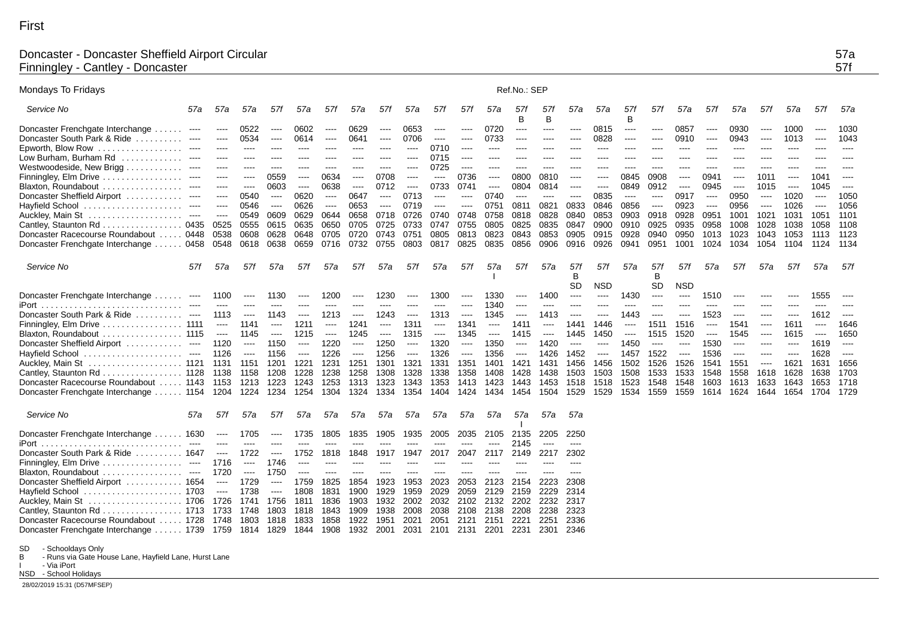First

# Doncaster - Doncaster Sheffield Airport Circular — 57a
# Finningley - Cantley - Doncaster — 57f

**Mondays To Fridays** Ref.No.: SEP

| Service No | 57a | 57a | 57a | 57f | 57a | 57f | 57a | 57f | 57a | 57f | 57f | 57a | 57f | 57f | 57a | 57a | 57f | 57f | 57a | 57f | 57a | 57f | 57a | 57f | 57a |
|---|---|---|---|---|---|---|---|---|---|---|---|---|---|---|---|---|---|---|---|---|---|---|---|---|---|
| | | | | | | | | | | | | | B | B | | | B | | | | | | | | |
| Doncaster Frenchgate Interchange | ---- | ---- | 0522 | ---- | 0602 | ---- | 0629 | ---- | 0653 | ---- | ---- | 0720 | ---- | ---- | ---- | 0815 | ---- | ---- | 0857 | ---- | 0930 | ---- | 1000 | ---- | 1030 |
| Doncaster South Park & Ride | ---- | ---- | 0534 | ---- | 0614 | ---- | 0641 | ---- | 0706 | ---- | ---- | 0733 | ---- | ---- | ---- | 0828 | ---- | ---- | 0910 | ---- | 0943 | ---- | 1013 | ---- | 1043 |
| Epworth, Blow Row | ---- | ---- | ---- | ---- | ---- | ---- | ---- | ---- | ---- | 0710 | ---- | ---- | ---- | ---- | ---- | ---- | ---- | ---- | ---- | ---- | ---- | ---- | ---- | ---- | ---- |
| Low Burham, Burham Rd | ---- | ---- | ---- | ---- | ---- | ---- | ---- | ---- | ---- | 0715 | ---- | ---- | ---- | ---- | ---- | ---- | ---- | ---- | ---- | ---- | ---- | ---- | ---- | ---- | ---- |
| Westwoodside, New Brigg | ---- | ---- | ---- | ---- | ---- | ---- | ---- | ---- | ---- | 0725 | ---- | ---- | ---- | ---- | ---- | ---- | ---- | ---- | ---- | ---- | ---- | ---- | ---- | ---- | ---- |
| Finningley, Elm Drive | ---- | ---- | ---- | 0559 | ---- | 0634 | ---- | 0708 | ---- | ---- | 0736 | ---- | 0800 | 0810 | ---- | ---- | 0845 | 0908 | ---- | 0941 | ---- | 1011 | ---- | 1041 | ---- |
| Blaxton, Roundabout | ---- | ---- | ---- | 0603 | ---- | 0638 | ---- | 0712 | ---- | 0733 | 0741 | ---- | 0804 | 0814 | ---- | ---- | 0849 | 0912 | ---- | 0945 | ---- | 1015 | ---- | 1045 | ---- |
| Doncaster Sheffield Airport | ---- | ---- | 0540 | ---- | 0620 | ---- | 0647 | ---- | 0713 | ---- | ---- | 0740 | ---- | ---- | ---- | 0835 | ---- | ---- | 0917 | ---- | 0950 | ---- | 1020 | ---- | 1050 |
| Hayfield School | ---- | ---- | 0546 | ---- | 0626 | ---- | 0653 | ---- | 0719 | ---- | ---- | 0751 | 0811 | 0821 | 0833 | 0846 | 0856 | ---- | 0923 | ---- | 0956 | ---- | 1026 | ---- | 1056 |
| Auckley, Main St | ---- | ---- | 0549 | 0609 | 0629 | 0644 | 0658 | 0718 | 0726 | 0740 | 0748 | 0758 | 0818 | 0828 | 0840 | 0853 | 0903 | 0918 | 0928 | 0951 | 1001 | 1021 | 1031 | 1051 | 1101 |
| Cantley, Staunton Rd | 0435 | 0525 | 0555 | 0615 | 0635 | 0650 | 0705 | 0725 | 0733 | 0747 | 0755 | 0805 | 0825 | 0835 | 0847 | 0900 | 0910 | 0925 | 0935 | 0958 | 1008 | 1028 | 1038 | 1058 | 1108 |
| Doncaster Racecourse Roundabout | 0448 | 0538 | 0608 | 0628 | 0648 | 0705 | 0720 | 0743 | 0751 | 0805 | 0813 | 0823 | 0843 | 0853 | 0905 | 0915 | 0928 | 0940 | 0950 | 1013 | 1023 | 1043 | 1053 | 1113 | 1123 |
| Doncaster Frenchgate Interchange | 0458 | 0548 | 0618 | 0638 | 0659 | 0716 | 0732 | 0755 | 0803 | 0817 | 0825 | 0835 | 0856 | 0906 | 0916 | 0926 | 0941 | 0951 | 1001 | 1024 | 1034 | 1054 | 1104 | 1124 | 1134 |

| Service No | 57f | 57a | 57f | 57a | 57f | 57a | 57f | 57a | 57f | 57a | 57f | 57a | 57f | 57a | 57f | 57f | 57a | 57f | 57f | 57a | 57f | 57a | 57f | 57a | 57f |
|---|---|---|---|---|---|---|---|---|---|---|---|---|---|---|---|---|---|---|---|---|---|---|---|---|---|
| | | | | | | | | | | | | I | | | B SD | NSD | | B SD | NSD | | | | | | |
| Doncaster Frenchgate Interchange | ---- | 1100 | ---- | 1130 | ---- | 1200 | ---- | 1230 | ---- | 1300 | ---- | 1330 | ---- | 1400 | ---- | ---- | 1430 | ---- | ---- | 1510 | ---- | ---- | ---- | 1555 | ---- |
| iPort | ---- | ---- | ---- | ---- | ---- | ---- | ---- | ---- | ---- | ---- | ---- | 1340 | ---- | ---- | ---- | ---- | ---- | ---- | ---- | ---- | ---- | ---- | ---- | ---- | ---- |
| Doncaster South Park & Ride | ---- | 1113 | ---- | 1143 | ---- | 1213 | ---- | 1243 | ---- | 1313 | ---- | 1345 | ---- | 1413 | ---- | ---- | 1443 | ---- | ---- | 1523 | ---- | ---- | ---- | 1612 | ---- |
| Finningley, Elm Drive | 1111 | ---- | 1141 | ---- | 1211 | ---- | 1241 | ---- | 1311 | ---- | 1341 | ---- | 1411 | ---- | 1441 | 1446 | ---- | 1511 | 1516 | ---- | 1541 | ---- | 1611 | ---- | 1646 |
| Blaxton, Roundabout | 1115 | ---- | 1145 | ---- | 1215 | ---- | 1245 | ---- | 1315 | ---- | 1345 | ---- | 1415 | ---- | 1445 | 1450 | ---- | 1515 | 1520 | ---- | 1545 | ---- | 1615 | ---- | 1650 |
| Doncaster Sheffield Airport | ---- | 1120 | ---- | 1150 | ---- | 1220 | ---- | 1250 | ---- | 1320 | ---- | 1350 | ---- | 1420 | ---- | ---- | 1450 | ---- | ---- | 1530 | ---- | ---- | ---- | 1619 | ---- |
| Hayfield School | ---- | 1126 | ---- | 1156 | ---- | 1226 | ---- | 1256 | ---- | 1326 | ---- | 1356 | ---- | 1426 | 1452 | ---- | 1457 | 1522 | ---- | 1536 | ---- | ---- | ---- | 1628 | ---- |
| Auckley, Main St | 1121 | 1131 | 1151 | 1201 | 1221 | 1231 | 1251 | 1301 | 1321 | 1331 | 1351 | 1401 | 1421 | 1431 | 1456 | 1456 | 1502 | 1526 | 1526 | 1541 | 1551 | ---- | 1621 | 1631 | 1656 |
| Cantley, Staunton Rd | 1128 | 1138 | 1158 | 1208 | 1228 | 1238 | 1258 | 1308 | 1328 | 1338 | 1358 | 1408 | 1428 | 1438 | 1503 | 1503 | 1508 | 1533 | 1533 | 1548 | 1558 | 1618 | 1628 | 1638 | 1703 |
| Doncaster Racecourse Roundabout | 1143 | 1153 | 1213 | 1223 | 1243 | 1253 | 1313 | 1323 | 1343 | 1353 | 1413 | 1423 | 1443 | 1453 | 1518 | 1518 | 1523 | 1548 | 1548 | 1603 | 1613 | 1633 | 1643 | 1653 | 1718 |
| Doncaster Frenchgate Interchange | 1154 | 1204 | 1224 | 1234 | 1254 | 1304 | 1324 | 1334 | 1354 | 1404 | 1424 | 1434 | 1454 | 1504 | 1529 | 1529 | 1534 | 1559 | 1559 | 1614 | 1624 | 1644 | 1654 | 1704 | 1729 |

| Service No | 57a | 57f | 57a | 57f | 57a | 57a | 57a | 57a | 57a | 57a | 57a | 57a | 57a | 57a | 57a |
|---|---|---|---|---|---|---|---|---|---|---|---|---|---|---|---|
| | | | | | | | | | | | | | I | | |
| Doncaster Frenchgate Interchange | 1630 | ---- | 1705 | ---- | 1735 | 1805 | 1835 | 1905 | 1935 | 2005 | 2035 | 2105 | 2135 | 2205 | 2250 |
| iPort | ---- | ---- | ---- | ---- | ---- | ---- | ---- | ---- | ---- | ---- | ---- | ---- | 2145 | ---- | ---- |
| Doncaster South Park & Ride | 1647 | ---- | 1722 | ---- | 1752 | 1818 | 1848 | 1917 | 1947 | 2017 | 2047 | 2117 | 2149 | 2217 | 2302 |
| Finningley, Elm Drive | ---- | 1716 | ---- | 1746 | ---- | ---- | ---- | ---- | ---- | ---- | ---- | ---- | ---- | ---- | ---- |
| Blaxton, Roundabout | ---- | 1720 | ---- | 1750 | ---- | ---- | ---- | ---- | ---- | ---- | ---- | ---- | ---- | ---- | ---- |
| Doncaster Sheffield Airport | 1654 | ---- | 1729 | ---- | 1759 | 1825 | 1854 | 1923 | 1953 | 2023 | 2053 | 2123 | 2154 | 2223 | 2308 |
| Hayfield School | 1703 | ---- | 1738 | ---- | 1808 | 1831 | 1900 | 1929 | 1959 | 2029 | 2059 | 2129 | 2159 | 2229 | 2314 |
| Auckley, Main St | 1706 | 1726 | 1741 | 1756 | 1811 | 1836 | 1903 | 1932 | 2002 | 2032 | 2102 | 2132 | 2202 | 2232 | 2317 |
| Cantley, Staunton Rd | 1713 | 1733 | 1748 | 1803 | 1818 | 1843 | 1909 | 1938 | 2008 | 2038 | 2108 | 2138 | 2208 | 2238 | 2323 |
| Doncaster Racecourse Roundabout | 1728 | 1748 | 1803 | 1818 | 1833 | 1858 | 1922 | 1951 | 2021 | 2051 | 2121 | 2151 | 2221 | 2251 | 2336 |
| Doncaster Frenchgate Interchange | 1739 | 1759 | 1814 | 1829 | 1844 | 1908 | 1932 | 2001 | 2031 | 2101 | 2131 | 2201 | 2231 | 2301 | 2346 |

SD - Schooldays Only
B - Runs via Gate House Lane, Hayfield Lane, Hurst Lane
I - Via iPort
NSD - School Holidays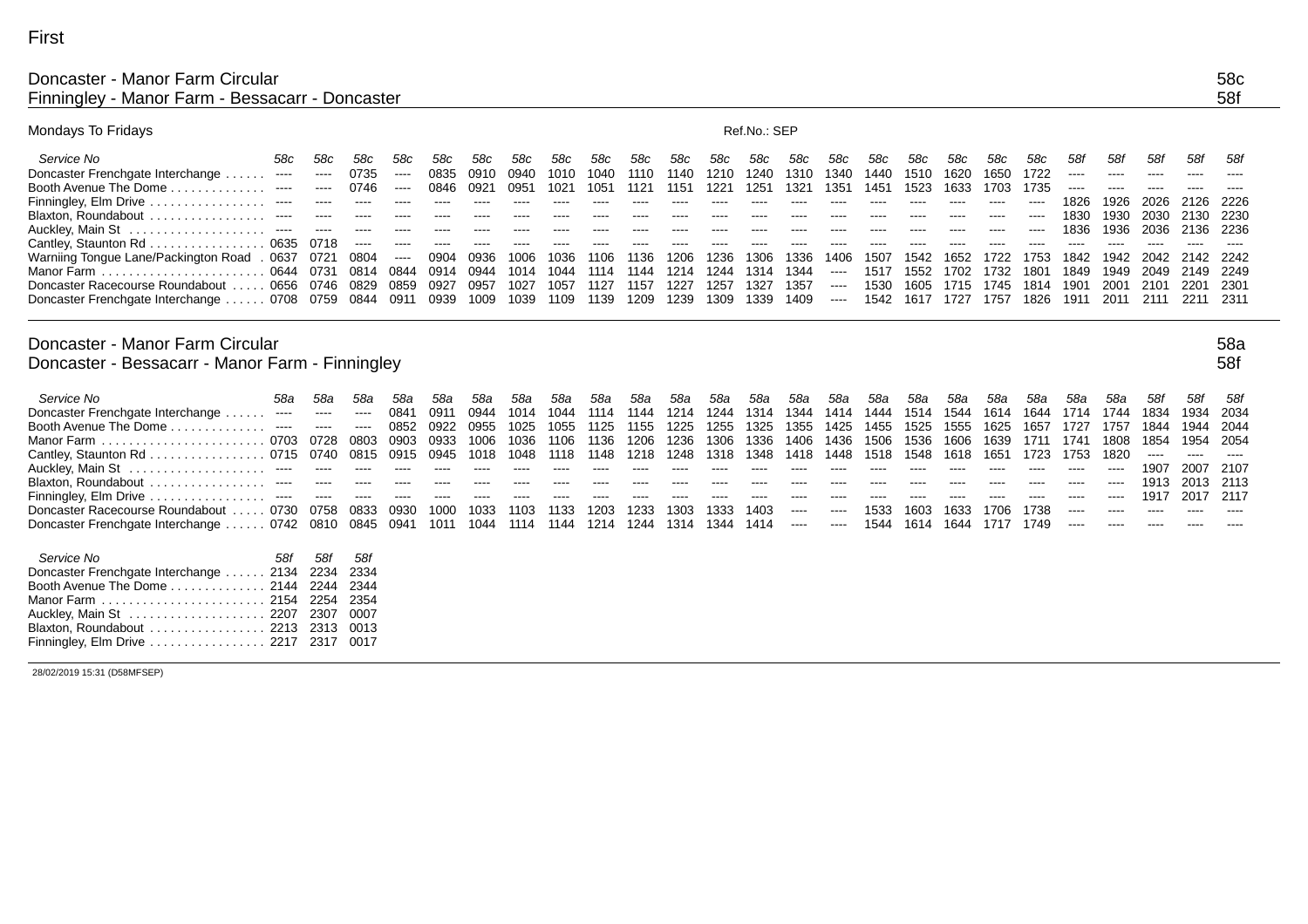First

## Doncaster - Manor Farm Circular — 58c
## Finningley - Manor Farm - Bessacarr - Doncaster — 58f

Mondays To Fridays

Ref.No.: SEP

| Service No | 58c | 58c | 58c | 58c | 58c | 58c | 58c | 58c | 58c | 58c | 58c | 58c | 58c | 58c | 58c | 58c | 58c | 58c | 58c | 58c | 58f | 58f | 58f | 58f | 58f |
|---|---|---|---|---|---|---|---|---|---|---|---|---|---|---|---|---|---|---|---|---|---|---|---|---|---|
| Doncaster Frenchgate Interchange | ---- | ---- | 0735 | ---- | 0835 | 0910 | 0940 | 1010 | 1040 | 1110 | 1140 | 1210 | 1240 | 1310 | 1340 | 1440 | 1510 | 1620 | 1650 | 1722 | ---- | ---- | ---- | ---- | ---- |
| Booth Avenue The Dome | ---- | ---- | 0746 | ---- | 0846 | 0921 | 0951 | 1021 | 1051 | 1121 | 1151 | 1221 | 1251 | 1321 | 1351 | 1451 | 1523 | 1633 | 1703 | 1735 | ---- | ---- | ---- | ---- | ---- |
| Finningley, Elm Drive | ---- | ---- | ---- | ---- | ---- | ---- | ---- | ---- | ---- | ---- | ---- | ---- | ---- | ---- | ---- | ---- | ---- | ---- | ---- | ---- | 1826 | 1926 | 2026 | 2126 | 2226 |
| Blaxton, Roundabout | ---- | ---- | ---- | ---- | ---- | ---- | ---- | ---- | ---- | ---- | ---- | ---- | ---- | ---- | ---- | ---- | ---- | ---- | ---- | ---- | 1830 | 1930 | 2030 | 2130 | 2230 |
| Auckley, Main St | ---- | ---- | ---- | ---- | ---- | ---- | ---- | ---- | ---- | ---- | ---- | ---- | ---- | ---- | ---- | ---- | ---- | ---- | ---- | ---- | 1836 | 1936 | 2036 | 2136 | 2236 |
| Cantley, Staunton Rd | 0635 | 0718 | ---- | ---- | ---- | ---- | ---- | ---- | ---- | ---- | ---- | ---- | ---- | ---- | ---- | ---- | ---- | ---- | ---- | ---- | ---- | ---- | ---- | ---- | ---- |
| Warniing Tongue Lane/Packington Road | 0637 | 0721 | 0804 | ---- | 0904 | 0936 | 1006 | 1036 | 1106 | 1136 | 1206 | 1236 | 1306 | 1336 | 1406 | 1507 | 1542 | 1652 | 1722 | 1753 | 1842 | 1942 | 2042 | 2142 | 2242 |
| Manor Farm | 0644 | 0731 | 0814 | 0844 | 0914 | 0944 | 1014 | 1044 | 1114 | 1144 | 1214 | 1244 | 1314 | 1344 | ---- | 1517 | 1552 | 1702 | 1732 | 1801 | 1849 | 1949 | 2049 | 2149 | 2249 |
| Doncaster Racecourse Roundabout | 0656 | 0746 | 0829 | 0859 | 0927 | 0957 | 1027 | 1057 | 1127 | 1157 | 1227 | 1257 | 1327 | 1357 | ---- | 1530 | 1605 | 1715 | 1745 | 1814 | 1901 | 2001 | 2101 | 2201 | 2301 |
| Doncaster Frenchgate Interchange | 0708 | 0759 | 0844 | 0911 | 0939 | 1009 | 1039 | 1109 | 1139 | 1209 | 1239 | 1309 | 1339 | 1409 | ---- | 1542 | 1617 | 1727 | 1757 | 1826 | 1911 | 2011 | 2111 | 2211 | 2311 |

## Doncaster - Manor Farm Circular — 58a
## Doncaster - Bessacarr - Manor Farm - Finningley — 58f

| Service No | 58a | 58a | 58a | 58a | 58a | 58a | 58a | 58a | 58a | 58a | 58a | 58a | 58a | 58a | 58a | 58a | 58a | 58a | 58a | 58a | 58a | 58a | 58f | 58f | 58f |
|---|---|---|---|---|---|---|---|---|---|---|---|---|---|---|---|---|---|---|---|---|---|---|---|---|---|
| Doncaster Frenchgate Interchange | ---- | ---- | ---- | 0841 | 0911 | 0944 | 1014 | 1044 | 1114 | 1144 | 1214 | 1244 | 1314 | 1344 | 1414 | 1444 | 1514 | 1544 | 1614 | 1644 | 1714 | 1744 | 1834 | 1934 | 2034 |
| Booth Avenue The Dome | ---- | ---- | ---- | 0852 | 0922 | 0955 | 1025 | 1055 | 1125 | 1155 | 1225 | 1255 | 1325 | 1355 | 1425 | 1455 | 1525 | 1555 | 1625 | 1657 | 1727 | 1757 | 1844 | 1944 | 2044 |
| Manor Farm | 0703 | 0728 | 0803 | 0903 | 0933 | 1006 | 1036 | 1106 | 1136 | 1206 | 1236 | 1306 | 1336 | 1406 | 1436 | 1506 | 1536 | 1606 | 1639 | 1711 | 1741 | 1808 | 1854 | 1954 | 2054 |
| Cantley, Staunton Rd | 0715 | 0740 | 0815 | 0915 | 0945 | 1018 | 1048 | 1118 | 1148 | 1218 | 1248 | 1318 | 1348 | 1418 | 1448 | 1518 | 1548 | 1618 | 1651 | 1723 | 1753 | 1820 | ---- | ---- | ---- |
| Auckley, Main St | ---- | ---- | ---- | ---- | ---- | ---- | ---- | ---- | ---- | ---- | ---- | ---- | ---- | ---- | ---- | ---- | ---- | ---- | ---- | ---- | ---- | ---- | 1907 | 2007 | 2107 |
| Blaxton, Roundabout | ---- | ---- | ---- | ---- | ---- | ---- | ---- | ---- | ---- | ---- | ---- | ---- | ---- | ---- | ---- | ---- | ---- | ---- | ---- | ---- | ---- | ---- | 1913 | 2013 | 2113 |
| Finningley, Elm Drive | ---- | ---- | ---- | ---- | ---- | ---- | ---- | ---- | ---- | ---- | ---- | ---- | ---- | ---- | ---- | ---- | ---- | ---- | ---- | ---- | ---- | ---- | 1917 | 2017 | 2117 |
| Doncaster Racecourse Roundabout | 0730 | 0758 | 0833 | 0930 | 1000 | 1033 | 1103 | 1133 | 1203 | 1233 | 1303 | 1333 | 1403 | ---- | ---- | 1533 | 1603 | 1633 | 1706 | 1738 | ---- | ---- | ---- | ---- | ---- |
| Doncaster Frenchgate Interchange | 0742 | 0810 | 0845 | 0941 | 1011 | 1044 | 1114 | 1144 | 1214 | 1244 | 1314 | 1344 | 1414 | ---- | ---- | 1544 | 1614 | 1644 | 1717 | 1749 | ---- | ---- | ---- | ---- | ---- |

| Service No | 58f | 58f | 58f |
|---|---|---|---|
| Doncaster Frenchgate Interchange | 2134 | 2234 | 2334 |
| Booth Avenue The Dome | 2144 | 2244 | 2344 |
| Manor Farm | 2154 | 2254 | 2354 |
| Auckley, Main St | 2207 | 2307 | 0007 |
| Blaxton, Roundabout | 2213 | 2313 | 0013 |
| Finningley, Elm Drive | 2217 | 2317 | 0017 |

28/02/2019 15:31 (D58MFSEP)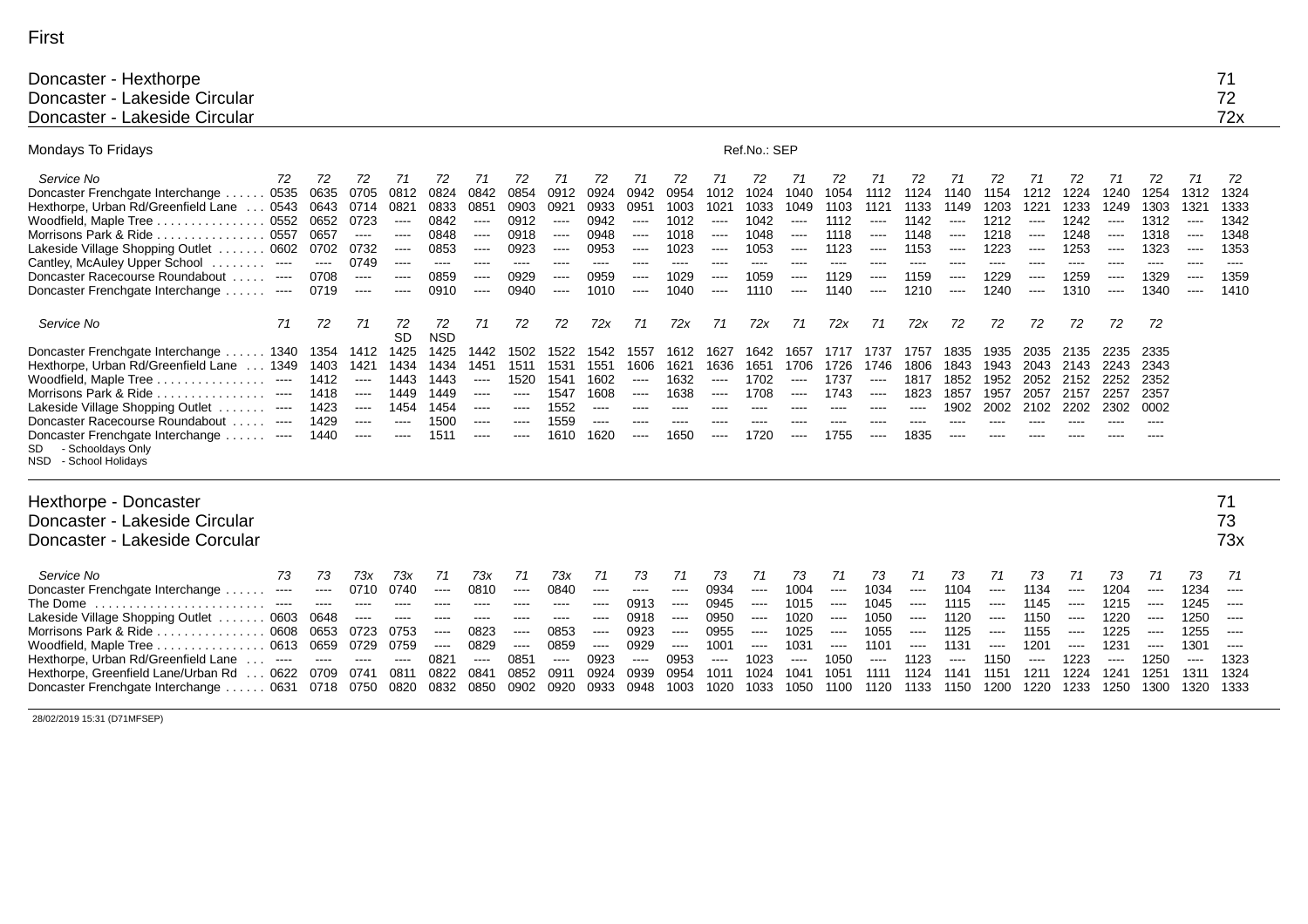First

## Doncaster - Hexthorpe — 71
## Doncaster - Lakeside Circular — 72
## Doncaster - Lakeside Circular — 72x

Mondays To Fridays — Ref.No.: SEP

| Service No | 72 | 72 | 72 | 71 | 72 | 71 | 72 | 71 | 72 | 71 | 72 | 71 | 72 | 71 | 72 | 71 | 72 | 71 | 72 | 71 | 72 | 71 | 72 | 71 | 72 |
|---|---|---|---|---|---|---|---|---|---|---|---|---|---|---|---|---|---|---|---|---|---|---|---|---|---|
| Doncaster Frenchgate Interchange | 0535 | 0635 | 0705 | 0812 | 0824 | 0842 | 0854 | 0912 | 0924 | 0942 | 0954 | 1012 | 1024 | 1040 | 1054 | 1112 | 1124 | 1140 | 1154 | 1212 | 1224 | 1240 | 1254 | 1312 | 1324 |
| Hexthorpe, Urban Rd/Greenfield Lane | 0543 | 0643 | 0714 | 0821 | 0833 | 0851 | 0903 | 0921 | 0933 | 0951 | 1003 | 1021 | 1033 | 1049 | 1103 | 1121 | 1133 | 1149 | 1203 | 1221 | 1233 | 1249 | 1303 | 1321 | 1333 |
| Woodfield, Maple Tree | 0552 | 0652 | 0723 | ---- | 0842 | ---- | 0912 | ---- | 0942 | ---- | 1012 | ---- | 1042 | ---- | 1112 | ---- | 1142 | ---- | 1212 | ---- | 1242 | ---- | 1312 | ---- | 1342 |
| Morrisons Park & Ride | 0557 | 0657 | ---- | ---- | 0848 | ---- | 0918 | ---- | 0948 | ---- | 1018 | ---- | 1048 | ---- | 1118 | ---- | 1148 | ---- | 1218 | ---- | 1248 | ---- | 1318 | ---- | 1348 |
| Lakeside Village Shopping Outlet | 0602 | 0702 | 0732 | ---- | 0853 | ---- | 0923 | ---- | 0953 | ---- | 1023 | ---- | 1053 | ---- | 1123 | ---- | 1153 | ---- | 1223 | ---- | 1253 | ---- | 1323 | ---- | 1353 |
| Cantley, McAuley Upper School | ---- | ---- | 0749 | ---- | ---- | ---- | ---- | ---- | ---- | ---- | ---- | ---- | ---- | ---- | ---- | ---- | ---- | ---- | ---- | ---- | ---- | ---- | ---- | ---- | ---- |
| Doncaster Racecourse Roundabout | ---- | 0708 | ---- | ---- | 0859 | ---- | 0929 | ---- | 0959 | ---- | 1029 | ---- | 1059 | ---- | 1129 | ---- | 1159 | ---- | 1229 | ---- | 1259 | ---- | 1329 | ---- | 1359 |
| Doncaster Frenchgate Interchange | ---- | 0719 | ---- | ---- | 0910 | ---- | 0940 | ---- | 1010 | ---- | 1040 | ---- | 1110 | ---- | 1140 | ---- | 1210 | ---- | 1240 | ---- | 1310 | ---- | 1340 | ---- | 1410 |

| Service No | 71 | 72 | 71 | 72 SD | 72 NSD | 71 | 72 | 72 | 72x | 71 | 72x | 71 | 72x | 71 | 72x | 71 | 72x | 72 | 72 | 72 | 72 | 72 | 72 |
|---|---|---|---|---|---|---|---|---|---|---|---|---|---|---|---|---|---|---|---|---|---|---|---|
| Doncaster Frenchgate Interchange | 1340 | 1354 | 1412 | 1425 | 1425 | 1442 | 1502 | 1522 | 1542 | 1557 | 1612 | 1627 | 1642 | 1657 | 1717 | 1737 | 1757 | 1835 | 1935 | 2035 | 2135 | 2235 | 2335 |
| Hexthorpe, Urban Rd/Greenfield Lane | 1349 | 1403 | 1421 | 1434 | 1434 | 1451 | 1511 | 1531 | 1551 | 1606 | 1621 | 1636 | 1651 | 1706 | 1726 | 1746 | 1806 | 1843 | 1943 | 2043 | 2143 | 2243 | 2343 |
| Woodfield, Maple Tree | ---- | 1412 | ---- | 1443 | 1443 | ---- | 1520 | 1541 | 1602 | ---- | 1632 | ---- | 1702 | ---- | 1737 | ---- | 1817 | 1852 | 1952 | 2052 | 2152 | 2252 | 2352 |
| Morrisons Park & Ride | ---- | 1418 | ---- | 1449 | 1449 | ---- | ---- | 1547 | 1608 | ---- | 1638 | ---- | 1708 | ---- | 1743 | ---- | 1823 | 1857 | 1957 | 2057 | 2157 | 2257 | 2357 |
| Lakeside Village Shopping Outlet | ---- | 1423 | ---- | 1454 | 1454 | ---- | ---- | 1552 | ---- | ---- | ---- | ---- | ---- | ---- | ---- | ---- | ---- | 1902 | 2002 | 2102 | 2202 | 2302 | 0002 |
| Doncaster Racecourse Roundabout | ---- | 1429 | ---- | ---- | 1500 | ---- | ---- | 1559 | ---- | ---- | ---- | ---- | ---- | ---- | ---- | ---- | ---- | ---- | ---- | ---- | ---- | ---- | ---- |
| Doncaster Frenchgate Interchange | ---- | 1440 | ---- | ---- | 1511 | ---- | ---- | 1610 | 1620 | ---- | 1650 | ---- | 1720 | ---- | 1755 | ---- | 1835 | ---- | ---- | ---- | ---- | ---- | ---- |

SD - Schooldays Only
NSD - School Holidays

## Hexthorpe - Doncaster — 71
## Doncaster - Lakeside Circular — 73
## Doncaster - Lakeside Corcular — 73x

| Service No | 73 | 73 | 73x | 73x | 71 | 73x | 71 | 73x | 71 | 73 | 71 | 73 | 71 | 73 | 71 | 73 | 71 | 73 | 71 | 73 | 71 | 73 | 71 | 73 | 71 |
|---|---|---|---|---|---|---|---|---|---|---|---|---|---|---|---|---|---|---|---|---|---|---|---|---|---|
| Doncaster Frenchgate Interchange | ---- | ---- | 0710 | 0740 | ---- | 0810 | ---- | 0840 | ---- | ---- | ---- | 0934 | ---- | 1004 | ---- | 1034 | ---- | 1104 | ---- | 1134 | ---- | 1204 | ---- | 1234 | ---- |
| The Dome | ---- | ---- | ---- | ---- | ---- | ---- | ---- | ---- | ---- | 0913 | ---- | 0945 | ---- | 1015 | ---- | 1045 | ---- | 1115 | ---- | 1145 | ---- | 1215 | ---- | 1245 | ---- |
| Lakeside Village Shopping Outlet | 0603 | 0648 | ---- | ---- | ---- | ---- | ---- | ---- | ---- | 0918 | ---- | 0950 | ---- | 1020 | ---- | 1050 | ---- | 1120 | ---- | 1150 | ---- | 1220 | ---- | 1250 | ---- |
| Morrisons Park & Ride | 0608 | 0653 | 0723 | 0753 | ---- | 0823 | ---- | 0853 | ---- | 0923 | ---- | 0955 | ---- | 1025 | ---- | 1055 | ---- | 1125 | ---- | 1155 | ---- | 1225 | ---- | 1255 | ---- |
| Woodfield, Maple Tree | 0613 | 0659 | 0729 | 0759 | ---- | 0829 | ---- | 0859 | ---- | 0929 | ---- | 1001 | ---- | 1031 | ---- | 1101 | ---- | 1131 | ---- | 1201 | ---- | 1231 | ---- | 1301 | ---- |
| Hexthorpe, Urban Rd/Greenfield Lane | ---- | ---- | ---- | ---- | 0821 | ---- | 0851 | ---- | 0923 | ---- | 0953 | ---- | 1023 | ---- | 1050 | ---- | 1123 | ---- | 1150 | ---- | 1223 | ---- | 1250 | ---- | 1323 |
| Hexthorpe, Greenfield Lane/Urban Rd | 0622 | 0709 | 0741 | 0811 | 0822 | 0841 | 0852 | 0911 | 0924 | 0939 | 0954 | 1011 | 1024 | 1041 | 1051 | 1111 | 1124 | 1141 | 1151 | 1211 | 1224 | 1241 | 1251 | 1311 | 1324 |
| Doncaster Frenchgate Interchange | 0631 | 0718 | 0750 | 0820 | 0832 | 0850 | 0902 | 0920 | 0933 | 0948 | 1003 | 1020 | 1033 | 1050 | 1100 | 1120 | 1133 | 1150 | 1200 | 1220 | 1233 | 1250 | 1300 | 1320 | 1333 |

28/02/2019 15:31 (D71MFSEP)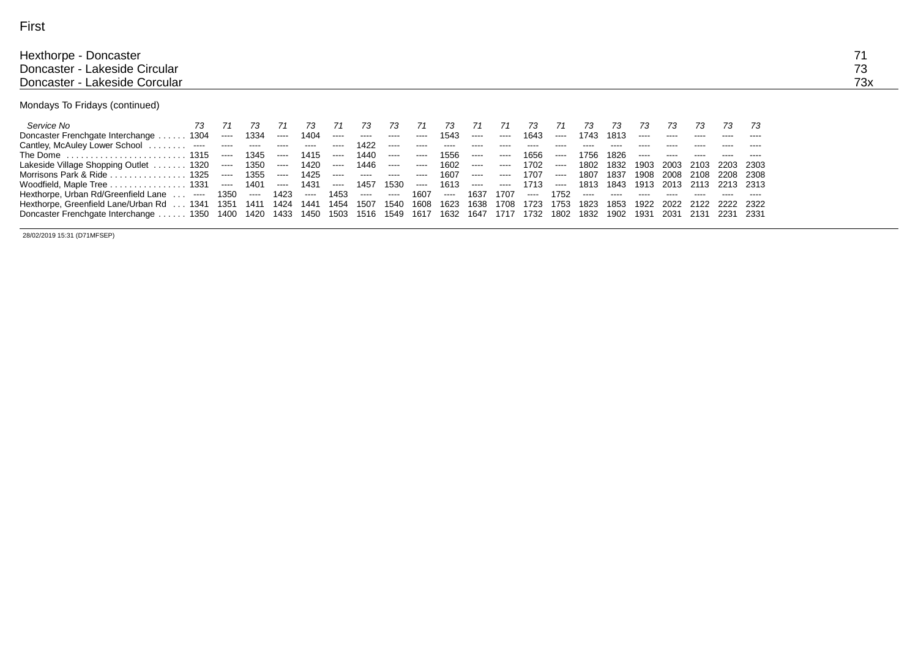First

Hexthorpe - Doncaster 71
Doncaster - Lakeside Circular 73
Doncaster - Lakeside Corcular 73x

Mondays To Fridays (continued)

| Service No | 73 | 71 | 73 | 71 | 73 | 71 | 73 | 73 | 71 | 73 | 71 | 71 | 73 | 71 | 73 | 73 | 73 | 73 | 73 | 73 | 73 |
|---|---|---|---|---|---|---|---|---|---|---|---|---|---|---|---|---|---|---|---|---|---|
| Doncaster Frenchgate Interchange | 1304 | ---- | 1334 | ---- | 1404 | ---- | ---- | ---- | ---- | 1543 | ---- | ---- | 1643 | ---- | 1743 | 1813 | ---- | ---- | ---- | ---- | ---- |
| Cantley, McAuley Lower School | ---- | ---- | ---- | ---- | ---- | ---- | 1422 | ---- | ---- | ---- | ---- | ---- | ---- | ---- | ---- | ---- | ---- | ---- | ---- | ---- | ---- |
| The Dome | 1315 | ---- | 1345 | ---- | 1415 | ---- | 1440 | ---- | ---- | 1556 | ---- | ---- | 1656 | ---- | 1756 | 1826 | ---- | ---- | ---- | ---- | ---- |
| Lakeside Village Shopping Outlet | 1320 | ---- | 1350 | ---- | 1420 | ---- | 1446 | ---- | ---- | 1602 | ---- | ---- | 1702 | ---- | 1802 | 1832 | 1903 | 2003 | 2103 | 2203 | 2303 |
| Morrisons Park & Ride | 1325 | ---- | 1355 | ---- | 1425 | ---- | ---- | ---- | ---- | 1607 | ---- | ---- | 1707 | ---- | 1807 | 1837 | 1908 | 2008 | 2108 | 2208 | 2308 |
| Woodfield, Maple Tree | 1331 | ---- | 1401 | ---- | 1431 | ---- | 1457 | 1530 | ---- | 1613 | ---- | ---- | 1713 | ---- | 1813 | 1843 | 1913 | 2013 | 2113 | 2213 | 2313 |
| Hexthorpe, Urban Rd/Greenfield Lane | ---- | 1350 | ---- | 1423 | ---- | 1453 | ---- | ---- | 1607 | ---- | 1637 | 1707 | ---- | 1752 | ---- | ---- | ---- | ---- | ---- | ---- | ---- |
| Hexthorpe, Greenfield Lane/Urban Rd | 1341 | 1351 | 1411 | 1424 | 1441 | 1454 | 1507 | 1540 | 1608 | 1623 | 1638 | 1708 | 1723 | 1753 | 1823 | 1853 | 1922 | 2022 | 2122 | 2222 | 2322 |
| Doncaster Frenchgate Interchange | 1350 | 1400 | 1420 | 1433 | 1450 | 1503 | 1516 | 1549 | 1617 | 1632 | 1647 | 1717 | 1732 | 1802 | 1832 | 1902 | 1931 | 2031 | 2131 | 2231 | 2331 |

28/02/2019 15:31 (D71MFSEP)